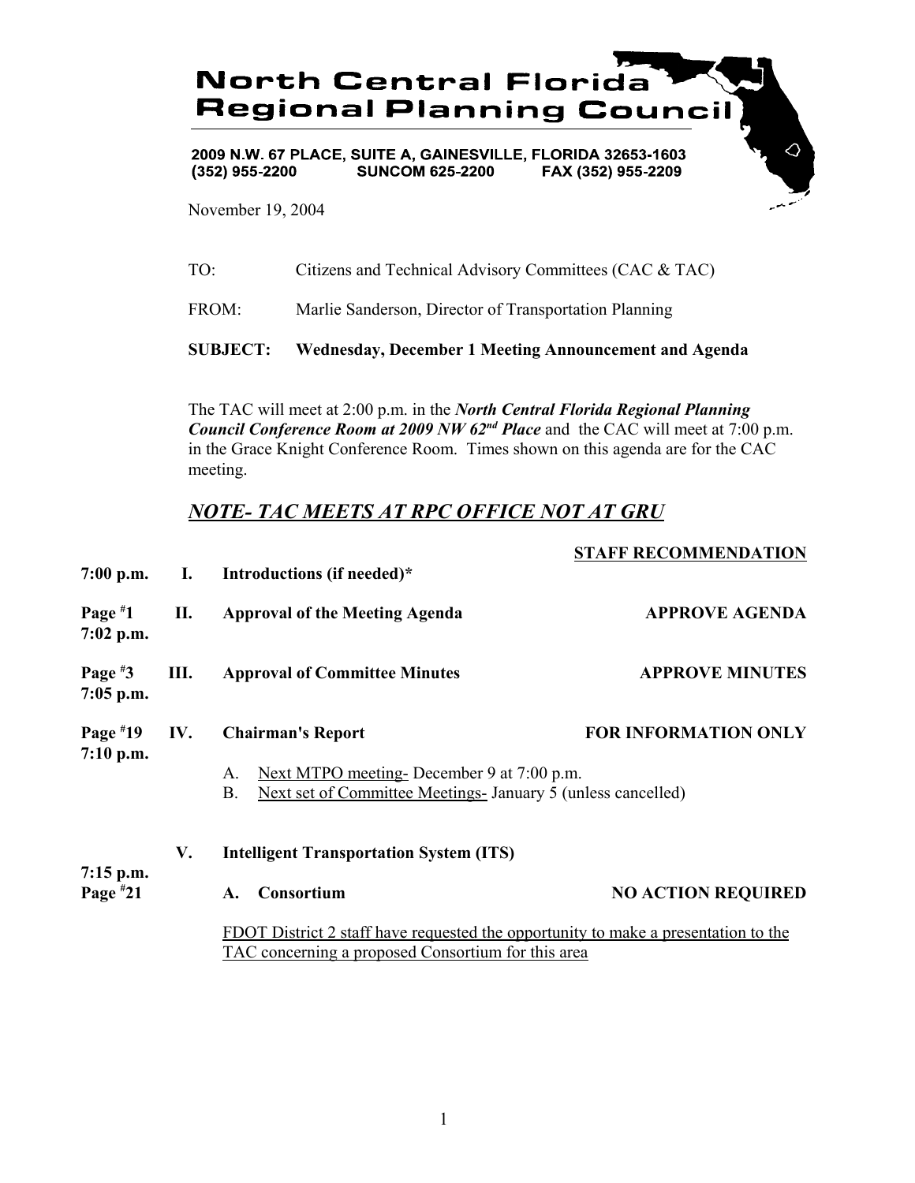# North Central Florida Regional Planning Council

**2009 N.W. 67 PLACE, SUITE A, GAINESVILLE, FLORIDA 32653-1603**
**(352) 955-2200 SUNCOM 625-2200 FAX (352) 955-2209**

November 19, 2004

TO: Citizens and Technical Advisory Committees (CAC & TAC)

FROM: Marlie Sanderson, Director of Transportation Planning

**SUBJECT: Wednesday, December 1 Meeting Announcement and Agenda**

The TAC will meet at 2:00 p.m. in the ***North Central Florida Regional Planning Council Conference Room at 2009 NW 62nd Place*** and the CAC will meet at 7:00 p.m. in the Grace Knight Conference Room. Times shown on this agenda are for the CAC meeting.

## *NOTE- TAC MEETS AT RPC OFFICE NOT AT GRU*

| | | | **STAFF RECOMMENDATION** |
|---|---|---|---|
| **7:00 p.m.** | **I.** | **Introductions (if needed)*** | |
| **Page #1 7:02 p.m.** | **II.** | **Approval of the Meeting Agenda** | **APPROVE AGENDA** |
| **Page #3 7:05 p.m.** | **III.** | **Approval of Committee Minutes** | **APPROVE MINUTES** |
| **Page #19 7:10 p.m.** | **IV.** | **Chairman's Report** | **FOR INFORMATION ONLY** |

A. Next MTPO meeting- December 9 at 7:00 p.m.
B. Next set of Committee Meetings- January 5 (unless cancelled)

| | | | |
|---|---|---|---|
| | **V.** | **Intelligent Transportation System (ITS)** | |
| **7:15 p.m. Page #21** | | **A. Consortium** | **NO ACTION REQUIRED** |

FDOT District 2 staff have requested the opportunity to make a presentation to the TAC concerning a proposed Consortium for this area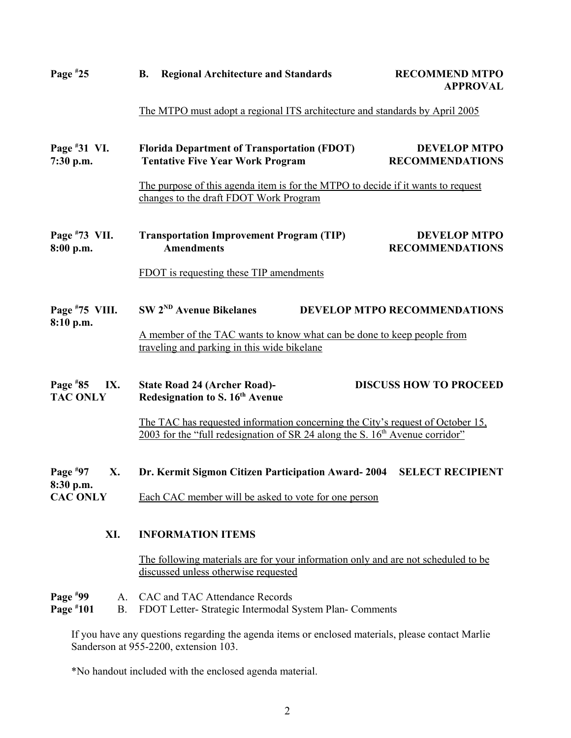**Page #25** **B. Regional Architecture and Standards** **RECOMMEND MTPO APPROVAL**

The MTPO must adopt a regional ITS architecture and standards by April 2005

**Page #31 VI.** **Florida Department of Transportation (FDOT) Tentative Five Year Work Program** **DEVELOP MTPO RECOMMENDATIONS**
**7:30 p.m.**

The purpose of this agenda item is for the MTPO to decide if it wants to request changes to the draft FDOT Work Program

**Page #73 VII.** **Transportation Improvement Program (TIP) Amendments** **DEVELOP MTPO RECOMMENDATIONS**
**8:00 p.m.**

FDOT is requesting these TIP amendments

**Page #75 VIII.** **SW 2ND Avenue Bikelanes** **DEVELOP MTPO RECOMMENDATIONS**
**8:10 p.m.**

A member of the TAC wants to know what can be done to keep people from traveling and parking in this wide bikelane

**Page #85 IX.** **State Road 24 (Archer Road)- Redesignation to S. 16th Avenue** **DISCUSS HOW TO PROCEED**
**TAC ONLY**

The TAC has requested information concerning the City's request of October 15, 2003 for the "full redesignation of SR 24 along the S. 16th Avenue corridor"

**Page #97 X.** **Dr. Kermit Sigmon Citizen Participation Award- 2004** **SELECT RECIPIENT**
**8:30 p.m.**
**CAC ONLY**

Each CAC member will be asked to vote for one person

**XI. INFORMATION ITEMS**

The following materials are for your information only and are not scheduled to be discussed unless otherwise requested

**Page #99** A. CAC and TAC Attendance Records
**Page #101** B. FDOT Letter- Strategic Intermodal System Plan- Comments

If you have any questions regarding the agenda items or enclosed materials, please contact Marlie Sanderson at 955-2200, extension 103.

*No handout included with the enclosed agenda material.